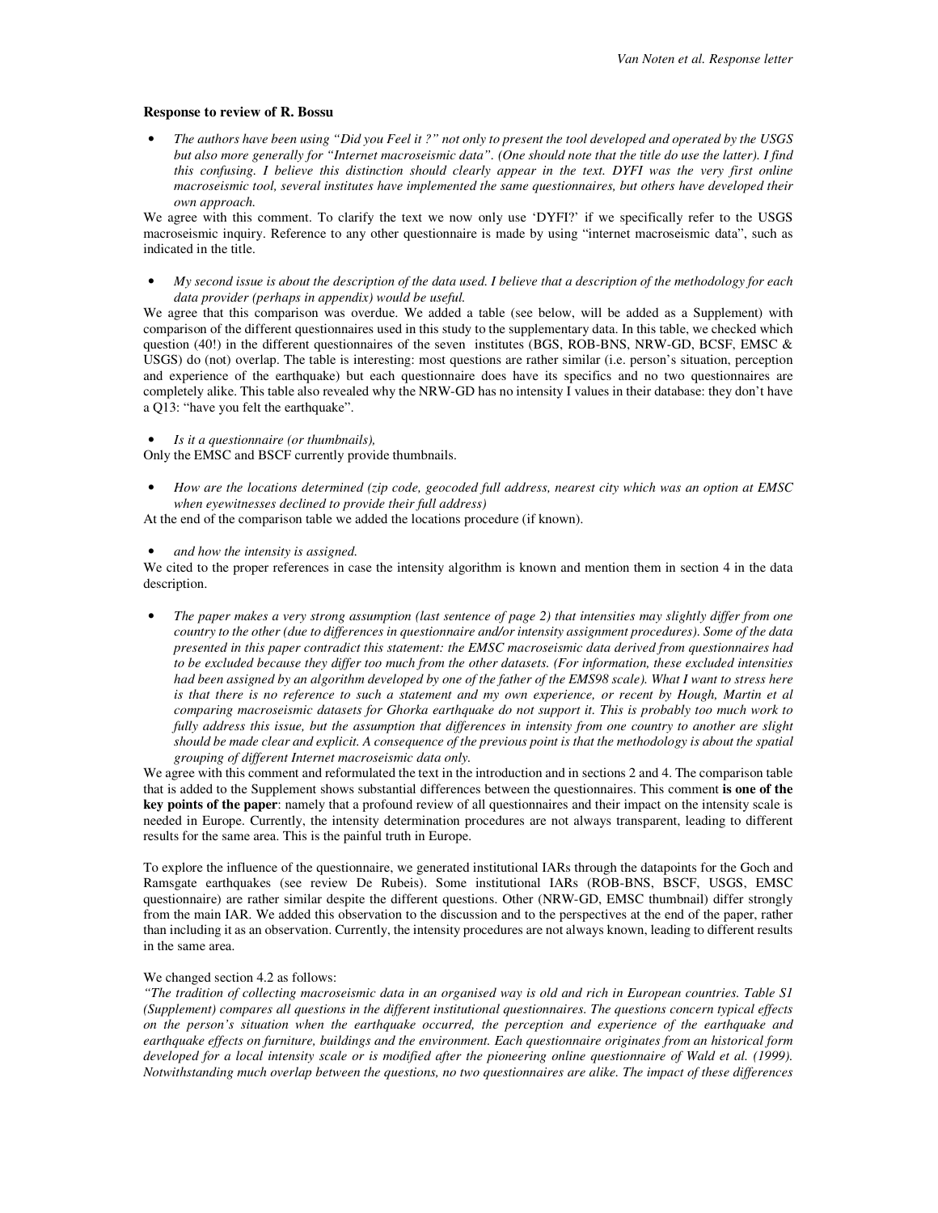**Response to review of R. Bossu**

- *The authors have been using "Did you Feel it ?" not only to present the tool developed and operated by the USGS but also more generally for "Internet macroseismic data". (One should note that the title do use the latter). I find this confusing. I believe this distinction should clearly appear in the text. DYFI was the very first online macroseismic tool, several institutes have implemented the same questionnaires, but others have developed their own approach.*

We agree with this comment. To clarify the text we now only use 'DYFI?' if we specifically refer to the USGS macroseismic inquiry. Reference to any other questionnaire is made by using "internet macroseismic data", such as indicated in the title.

- *My second issue is about the description of the data used. I believe that a description of the methodology for each data provider (perhaps in appendix) would be useful.*

We agree that this comparison was overdue. We added a table (see below, will be added as a Supplement) with comparison of the different questionnaires used in this study to the supplementary data. In this table, we checked which question (40!) in the different questionnaires of the seven institutes (BGS, ROB-BNS, NRW-GD, BCSF, EMSC & USGS) do (not) overlap. The table is interesting: most questions are rather similar (i.e. person's situation, perception and experience of the earthquake) but each questionnaire does have its specifics and no two questionnaires are completely alike. This table also revealed why the NRW-GD has no intensity I values in their database: they don't have a Q13: "have you felt the earthquake".

- *Is it a questionnaire (or thumbnails),*

Only the EMSC and BSCF currently provide thumbnails.

- *How are the locations determined (zip code, geocoded full address, nearest city which was an option at EMSC when eyewitnesses declined to provide their full address)*

At the end of the comparison table we added the locations procedure (if known).

- *and how the intensity is assigned.*

We cited to the proper references in case the intensity algorithm is known and mention them in section 4 in the data description.

- *The paper makes a very strong assumption (last sentence of page 2) that intensities may slightly differ from one country to the other (due to differences in questionnaire and/or intensity assignment procedures). Some of the data presented in this paper contradict this statement: the EMSC macroseismic data derived from questionnaires had to be excluded because they differ too much from the other datasets. (For information, these excluded intensities had been assigned by an algorithm developed by one of the father of the EMS98 scale). What I want to stress here is that there is no reference to such a statement and my own experience, or recent by Hough, Martin et al comparing macroseismic datasets for Ghorka earthquake do not support it. This is probably too much work to fully address this issue, but the assumption that differences in intensity from one country to another are slight should be made clear and explicit. A consequence of the previous point is that the methodology is about the spatial grouping of different Internet macroseismic data only.*

We agree with this comment and reformulated the text in the introduction and in sections 2 and 4. The comparison table that is added to the Supplement shows substantial differences between the questionnaires. This comment **is one of the key points of the paper**: namely that a profound review of all questionnaires and their impact on the intensity scale is needed in Europe. Currently, the intensity determination procedures are not always transparent, leading to different results for the same area. This is the painful truth in Europe.

To explore the influence of the questionnaire, we generated institutional IARs through the datapoints for the Goch and Ramsgate earthquakes (see review De Rubeis). Some institutional IARs (ROB-BNS, BSCF, USGS, EMSC questionnaire) are rather similar despite the different questions. Other (NRW-GD, EMSC thumbnail) differ strongly from the main IAR. We added this observation to the discussion and to the perspectives at the end of the paper, rather than including it as an observation. Currently, the intensity procedures are not always known, leading to different results in the same area.

We changed section 4.2 as follows:

*"The tradition of collecting macroseismic data in an organised way is old and rich in European countries. Table S1 (Supplement) compares all questions in the different institutional questionnaires. The questions concern typical effects on the person's situation when the earthquake occurred, the perception and experience of the earthquake and earthquake effects on furniture, buildings and the environment. Each questionnaire originates from an historical form developed for a local intensity scale or is modified after the pioneering online questionnaire of Wald et al. (1999). Notwithstanding much overlap between the questions, no two questionnaires are alike. The impact of these differences*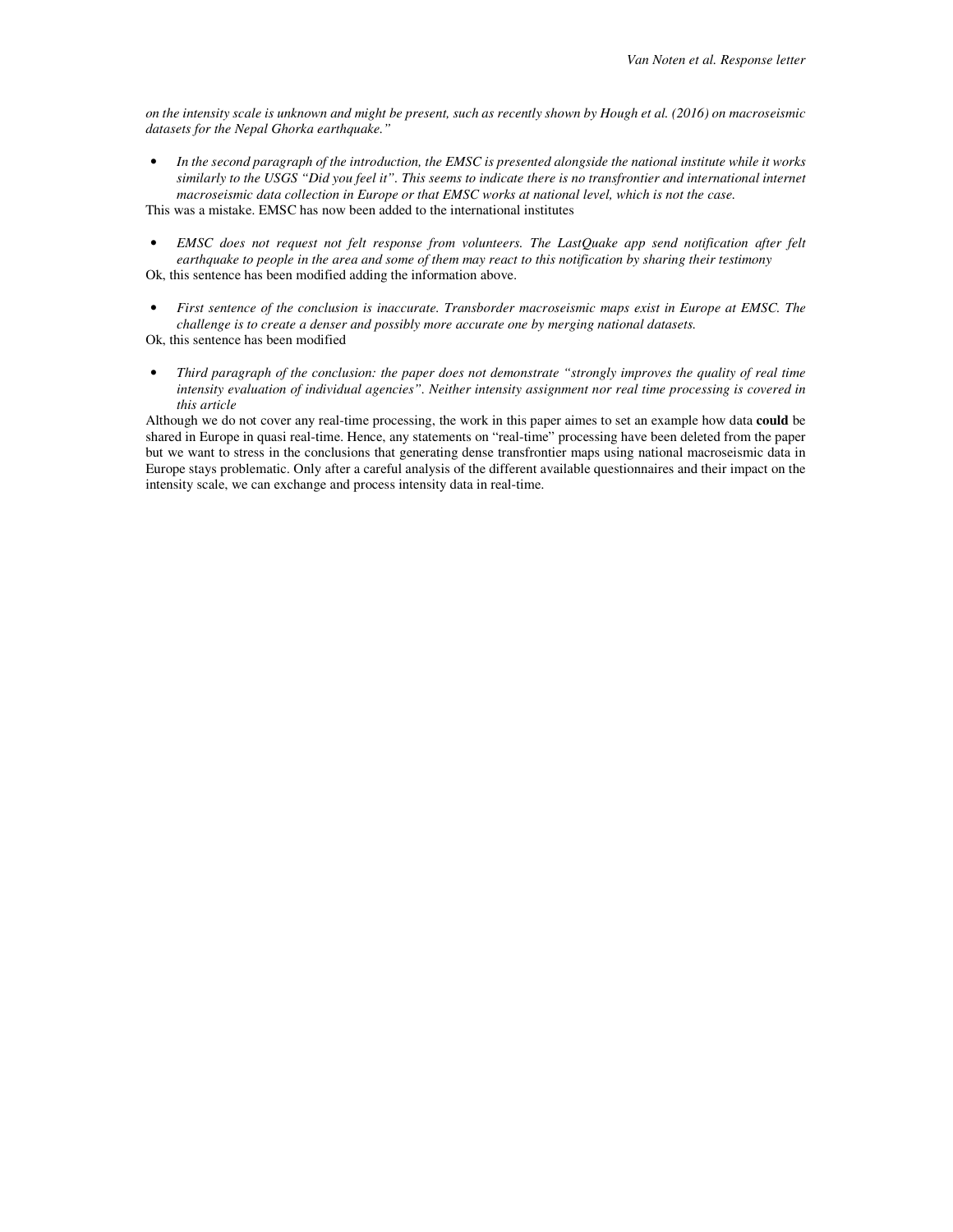*on the intensity scale is unknown and might be present, such as recently shown by Hough et al. (2016) on macroseismic datasets for the Nepal Ghorka earthquake."*

- *In the second paragraph of the introduction, the EMSC is presented alongside the national institute while it works similarly to the USGS "Did you feel it". This seems to indicate there is no transfrontier and international internet macroseismic data collection in Europe or that EMSC works at national level, which is not the case.*

This was a mistake. EMSC has now been added to the international institutes

- *EMSC does not request not felt response from volunteers. The LastQuake app send notification after felt earthquake to people in the area and some of them may react to this notification by sharing their testimony*

Ok, this sentence has been modified adding the information above.

- *First sentence of the conclusion is inaccurate. Transborder macroseismic maps exist in Europe at EMSC. The challenge is to create a denser and possibly more accurate one by merging national datasets.*

Ok, this sentence has been modified

- *Third paragraph of the conclusion: the paper does not demonstrate "strongly improves the quality of real time intensity evaluation of individual agencies". Neither intensity assignment nor real time processing is covered in this article*

Although we do not cover any real-time processing, the work in this paper aimes to set an example how data **could** be shared in Europe in quasi real-time. Hence, any statements on "real-time" processing have been deleted from the paper but we want to stress in the conclusions that generating dense transfrontier maps using national macroseismic data in Europe stays problematic. Only after a careful analysis of the different available questionnaires and their impact on the intensity scale, we can exchange and process intensity data in real-time.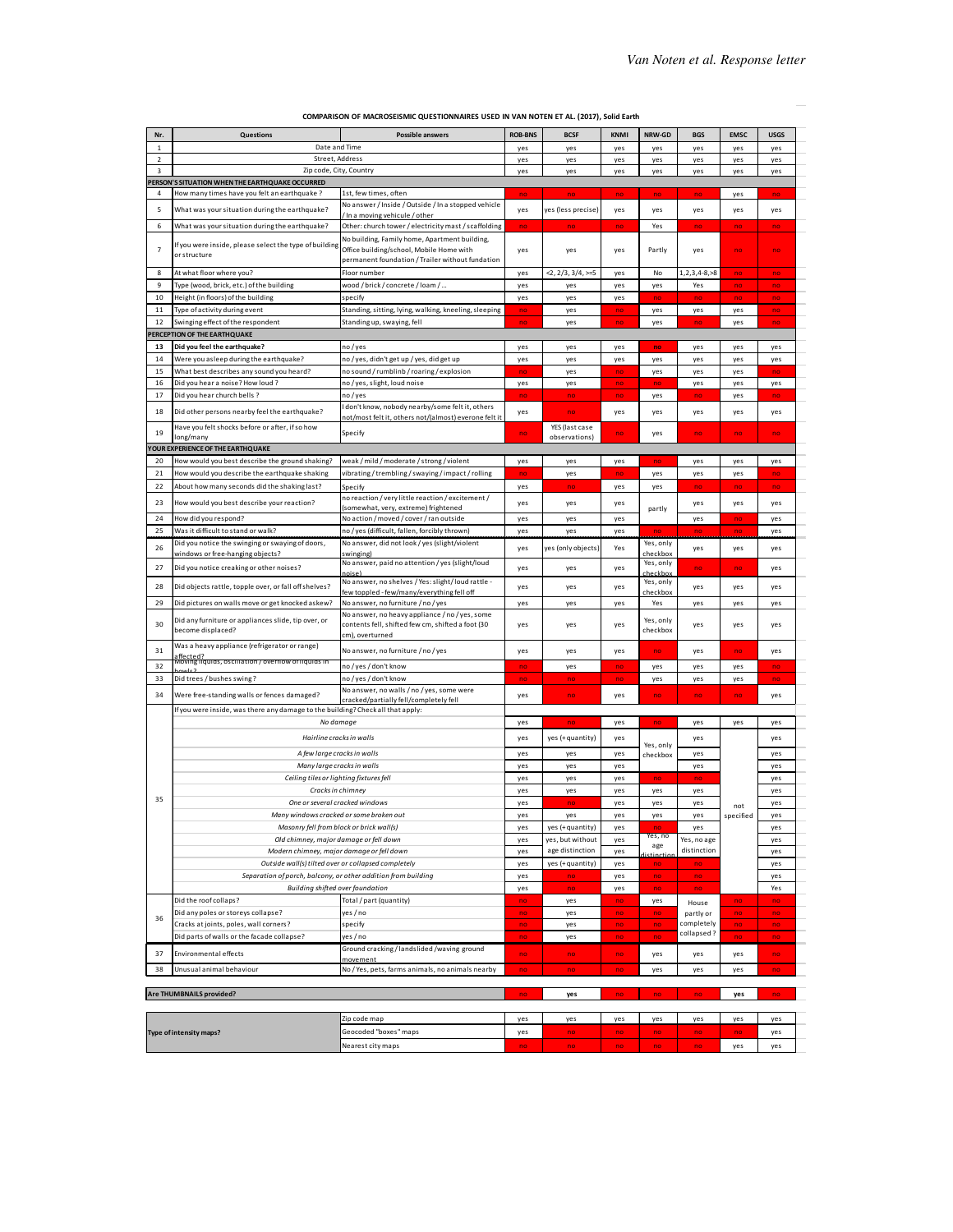**COMPARISON OF MACROSEISMIC QUESTIONNAIRES USED IN VAN NOTEN ET AL. (2017), Solid Earth**

| Nr. | Questions | Possible answers | ROB-BNS | BCSF | KNMI | NRW-GD | BGS | EMSC | USGS |
|---|---|---|---|---|---|---|---|---|---|
| 1 | Date and Time | | yes | yes | yes | yes | yes | yes | yes |
| 2 | Street, Address | | yes | yes | yes | yes | yes | yes | yes |
| 3 | Zip code, City, Country | | yes | yes | yes | yes | yes | yes | yes |
| **PERSON'S SITUATION WHEN THE EARTHQUAKE OCCURRED** | | | | | | | | | |
| 4 | How many times have you felt an earthquake? | 1st, few times, often | no | no | no | no | no | yes | no |
| 5 | What was your situation during the earthquake? | No answer / Inside / Outside / In a stopped vehicle / In a moving vehicle / other | yes | yes (less precise) | yes | yes | yes | yes | yes |
| 6 | What was your situation during the earthquake? | Other: church tower / electricity mast / scaffolding | no | no | no | Yes | no | no | no |
| 7 | If you were inside, please select the type of building or structure | No building, Family home, Apartment building, Office building/school, Mobile Home with permanent foundation / Trailer without fundation | yes | yes | yes | Partly | yes | no | no |
| 8 | At what floor where you? | Floor number | yes | <2, 2/3, 3/4, >=5 | yes | No | 1,2,3,4-8,>8 | no | no |
| 9 | Type (wood, brick, etc.) of the building | wood / brick / concrete / loam / ... | yes | yes | yes | yes | Yes | no | no |
| 10 | Height (in floors) of the building | specify | yes | yes | yes | no | no | no | no |
| 11 | Type of activity during event | Standing, sitting, lying, walking, kneeling, sleeping | no | yes | no | yes | yes | yes | no |
| 12 | Swinging effect of the respondent | Standing up, swaying, fell | no | yes | no | yes | no | yes | no |
| **PERCEPTION OF THE EARTHQUAKE** | | | | | | | | | |
| 13 | **Did you feel the earthquake?** | no / yes | yes | yes | yes | no | yes | yes | yes |
| 14 | Were you asleep during the earthquake? | no / yes, didn't get up / yes, did get up | yes | yes | yes | yes | yes | yes | yes |
| 15 | What best describes any sound you heard? | no sound / rumblinb / roaring / explosion | no | yes | no | yes | yes | yes | no |
| 16 | Did you hear a noise? How loud? | no / yes, slight, loud noise | yes | yes | no | no | yes | yes | yes |
| 17 | Did you hear church bells? | no / yes | no | no | no | yes | no | yes | no |
| 18 | Did other persons nearby feel the earthquake? | I don't know, nobody nearby/some felt it, others not/most felt it, others not/(almost) everone felt it | yes | no | yes | yes | yes | yes | yes |
| 19 | Have you felt shocks before or after, if so how long/many | Specify | no | YES (last case observations) | no | yes | no | no | no |
| **YOUR EXPERIENCE OF THE EARTHQUAKE** | | | | | | | | | |
| 20 | How would you best describe the ground shaking? | weak / mild / moderate / strong / violent | yes | yes | yes | no | yes | yes | yes |
| 21 | How would you describe the earthquake shaking | vibrating / trembling / swaying / impact / rolling | no | yes | no | yes | yes | yes | no |
| 22 | About how many seconds did the shaking last? | Specify | yes | no | yes | yes | no | no | no |
| 23 | How would you best describe your reaction? | no reaction / very little reaction / excitement / (somewhat, very, extreme) frightened | yes | yes | yes | partly | yes | yes | yes |
| 24 | How did you respond? | No action / moved / cover / ran outside | yes | yes | yes | | yes | no | yes |
| 25 | Was it difficult to stand or walk? | no / yes (difficult, fallen, forcibly thrown) | yes | yes | yes | no | no | no | yes |
| 26 | Did you notice the swinging or swaying of doors, windows or free-hanging objects? | No answer, did not look / yes (slight/violent swinging) | yes | yes (only objects) | Yes | Yes, only checkbox | yes | yes | yes |
| 27 | Did you notice creaking or other noises? | No answer, paid no attention / yes (slight/loud noise) | yes | yes | yes | Yes, only checkbox | no | no | yes |
| 28 | Did objects rattle, topple over, or fall off shelves? | No answer, no shelves / Yes: slight/ loud rattle - few toppled - few/many/everything fell off | yes | yes | yes | Yes, only checkbox | yes | yes | yes |
| 29 | Did pictures on walls move or get knocked askew? | No answer, no furniture / no / yes | yes | yes | yes | Yes | yes | yes | yes |
| 30 | Did any furniture or appliances slide, tip over, or become displaced? | No answer, no heavy appliance / no / yes, some contents fell, shifted few cm, shifted a foot (30 cm), overturned | yes | yes | yes | Yes, only checkbox | yes | yes | yes |
| 31 | Was a heavy appliance (refrigerator or range) affected? | No answer, no furniture / no / yes | yes | yes | yes | no | yes | no | yes |
| 32 | Moving liquids, oscillation / overflow of liquids in bowls? | no / yes / don't know | no | yes | no | yes | yes | yes | no |
| 33 | Did trees / bushes swing? | no / yes / don't know | no | no | no | yes | yes | yes | no |
| 34 | Were free-standing walls or fences damaged? | No answer, no walls / no / yes, some were cracked/partially fell/completely fell | yes | no | yes | no | no | no | yes |
| 35 | If you were inside, was there any damage to the building? Check all that apply: | | | | | | | | |
| | *No damage* | | yes | no | yes | no | yes | yes | yes |
| | *Hairline cracks in walls* | | yes | yes (+quantity) | yes | Yes, only checkbox | yes | not specified | yes |
| | *A few large cracks in walls* | | yes | yes | yes | | yes | | yes |
| | *Many large cracks in walls* | | yes | yes | yes | | yes | | yes |
| | *Ceiling tiles or lighting fixtures fell* | | yes | yes | yes | no | no | | yes |
| | *Cracks in chimney* | | yes | yes | yes | yes | yes | | yes |
| | *One or several cracked windows* | | yes | no | yes | yes | yes | | yes |
| | *Many windows cracked or some broken out* | | yes | yes | yes | yes | yes | | yes |
| | *Masonry fell from block or brick wall(s)* | | yes | yes (+quantity) | yes | no | yes | | yes |
| | *Old chimney, major damage or fell down* | | yes | yes, but without age distinction | yes | Yes, no age distinction | Yes, no age distinction | | yes |
| | *Modern chimney, major damage or fell down* | | yes | | yes | | | | yes |
| | *Outside wall(s) tilted over or collapsed completely* | | yes | yes (+quantity) | yes | no | no | | yes |
| | *Separation of porch, balcony, or other addition from building* | | yes | no | yes | no | no | | yes |
| | *Building shifted over foundation* | | yes | no | yes | no | no | | Yes |
| 36 | Did the roof collaps? | Total / part (quantity) | no | yes | no | yes | House partly or completely collapsed? | no | no |
| | Did any poles or storeys collapse? | yes / no | no | yes | no | no | | no | no |
| | Cracks at joints, poles, wall corners? | specify | no | yes | no | no | | no | no |
| | Did parts of walls or the facade collapse? | yes / no | no | yes | no | no | | no | no |
| 37 | Environmental effects | Ground cracking / landslided / waving ground movement | no | no | no | yes | yes | yes | no |
| 38 | Unusual animal behaviour | No / Yes, pets, farms animals, no animals nearby | no | no | no | yes | yes | yes | no |
| **Are THUMBNAILS provided?** | | | no | **yes** | no | no | no | **yes** | no |
| **Type of intensity maps?** | | Zip code map | yes | yes | yes | yes | yes | yes | yes |
| | | Geocoded "boxes" maps | yes | no | no | no | no | no | yes |
| | | Nearest city maps | no | no | no | no | no | yes | yes |